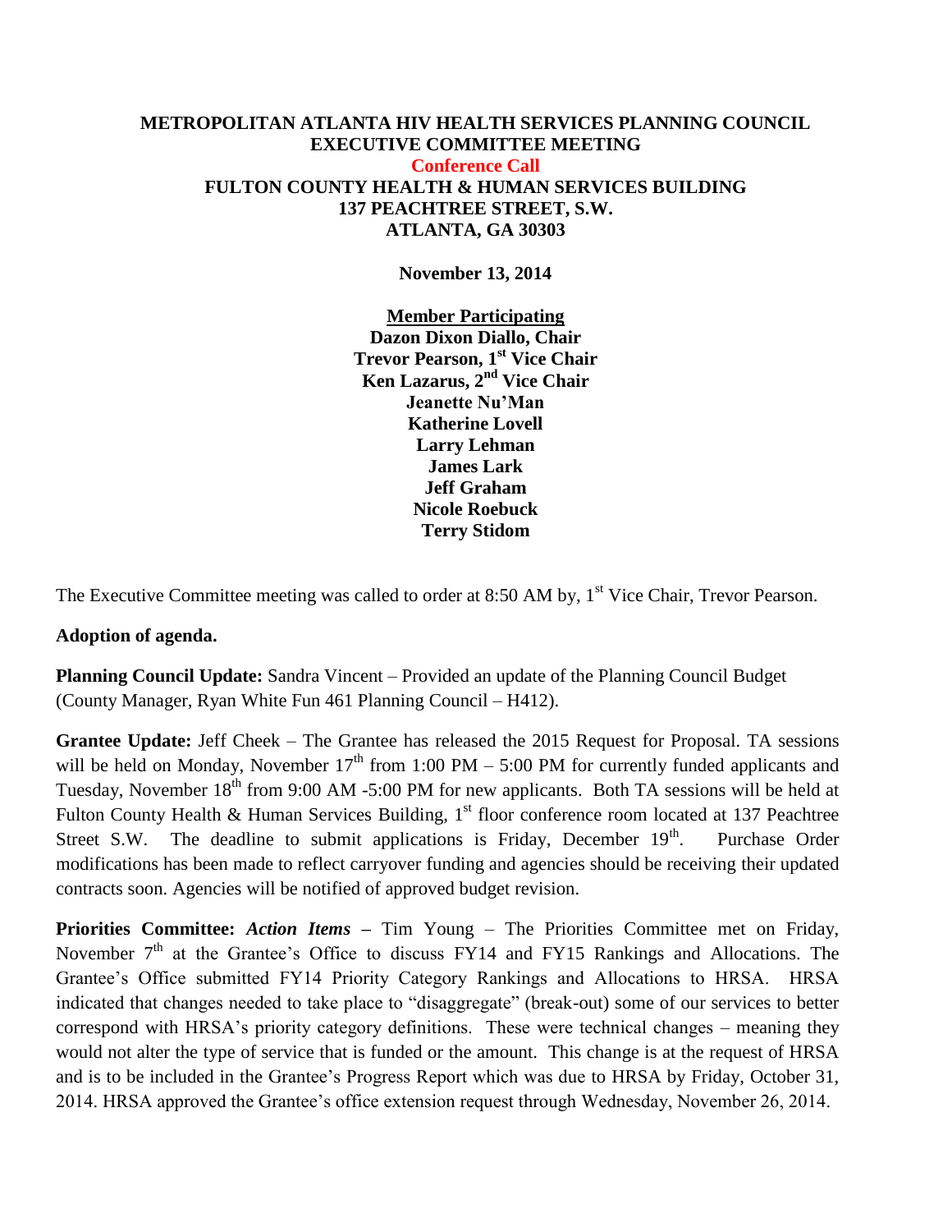# METROPOLITAN ATLANTA HIV HEALTH SERVICES PLANNING COUNCIL
## EXECUTIVE COMMITTEE MEETING
### Conference Call
### FULTON COUNTY HEALTH & HUMAN SERVICES BUILDING
### 137 PEACHTREE STREET, S.W.
### ATLANTA, GA 30303

**November 13, 2014**

**Member Participating**
**Dazon Dixon Diallo, Chair**
**Trevor Pearson, 1st Vice Chair**
**Ken Lazarus, 2nd Vice Chair**
**Jeanette Nu'Man**
**Katherine Lovell**
**Larry Lehman**
**James Lark**
**Jeff Graham**
**Nicole Roebuck**
**Terry Stidom**

The Executive Committee meeting was called to order at 8:50 AM by, 1st Vice Chair, Trevor Pearson.

**Adoption of agenda.**

**Planning Council Update:** Sandra Vincent – Provided an update of the Planning Council Budget (County Manager, Ryan White Fun 461 Planning Council – H412).

**Grantee Update:** Jeff Cheek – The Grantee has released the 2015 Request for Proposal. TA sessions will be held on Monday, November 17th from 1:00 PM – 5:00 PM for currently funded applicants and Tuesday, November 18th from 9:00 AM -5:00 PM for new applicants. Both TA sessions will be held at Fulton County Health & Human Services Building, 1st floor conference room located at 137 Peachtree Street S.W. The deadline to submit applications is Friday, December 19th. Purchase Order modifications has been made to reflect carryover funding and agencies should be receiving their updated contracts soon. Agencies will be notified of approved budget revision.

**Priorities Committee:** ***Action Items*** **–** Tim Young – The Priorities Committee met on Friday, November 7th at the Grantee's Office to discuss FY14 and FY15 Rankings and Allocations. The Grantee's Office submitted FY14 Priority Category Rankings and Allocations to HRSA. HRSA indicated that changes needed to take place to "disaggregate" (break-out) some of our services to better correspond with HRSA's priority category definitions. These were technical changes – meaning they would not alter the type of service that is funded or the amount. This change is at the request of HRSA and is to be included in the Grantee's Progress Report which was due to HRSA by Friday, October 31, 2014. HRSA approved the Grantee's office extension request through Wednesday, November 26, 2014.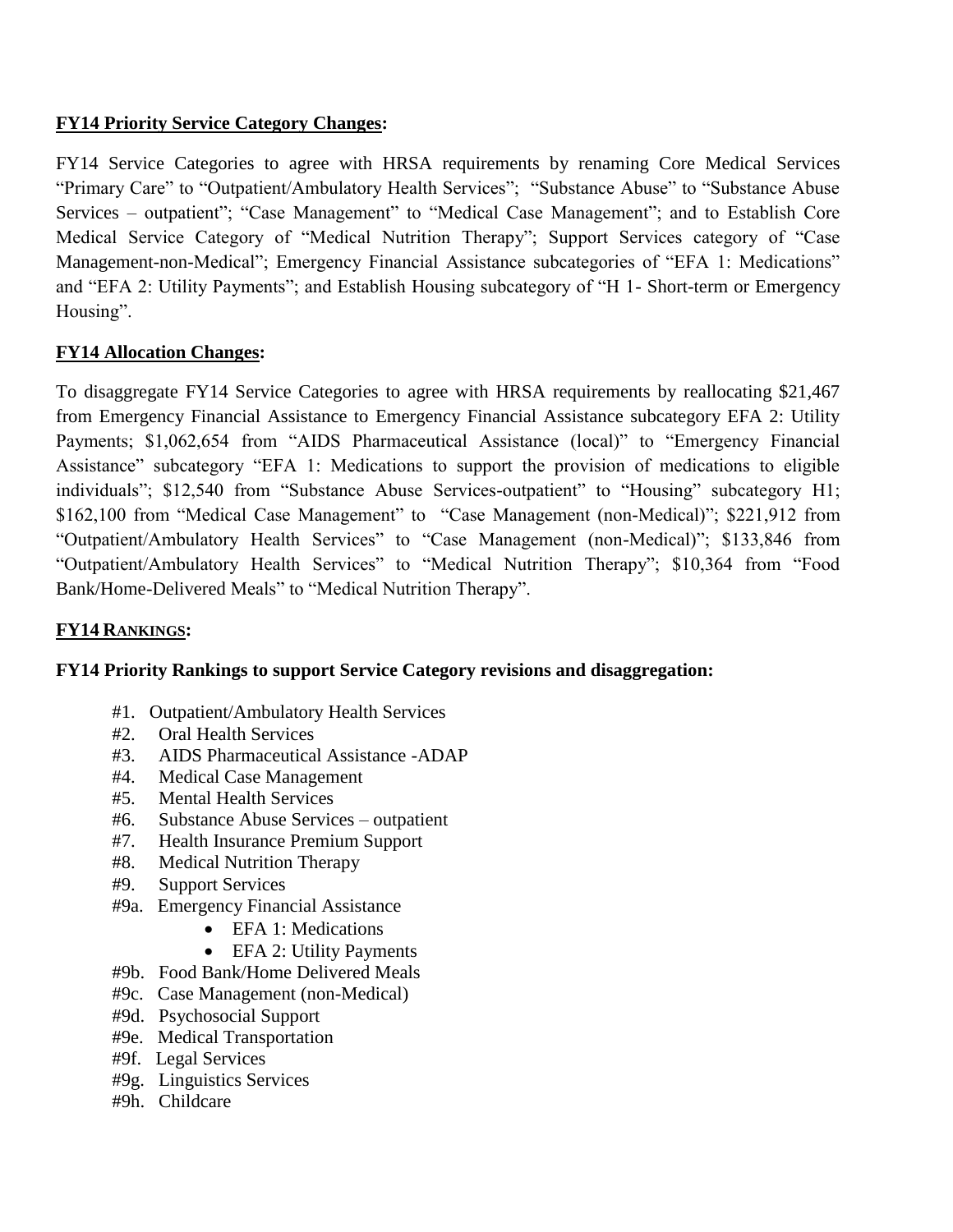**FY14 Priority Service Category Changes:**

FY14 Service Categories to agree with HRSA requirements by renaming Core Medical Services "Primary Care" to "Outpatient/Ambulatory Health Services"; "Substance Abuse" to "Substance Abuse Services – outpatient"; "Case Management" to "Medical Case Management"; and to Establish Core Medical Service Category of "Medical Nutrition Therapy"; Support Services category of "Case Management-non-Medical"; Emergency Financial Assistance subcategories of "EFA 1: Medications" and "EFA 2: Utility Payments"; and Establish Housing subcategory of "H 1- Short-term or Emergency Housing".

**FY14 Allocation Changes:**

To disaggregate FY14 Service Categories to agree with HRSA requirements by reallocating $21,467 from Emergency Financial Assistance to Emergency Financial Assistance subcategory EFA 2: Utility Payments; $1,062,654 from "AIDS Pharmaceutical Assistance (local)" to "Emergency Financial Assistance" subcategory "EFA 1: Medications to support the provision of medications to eligible individuals"; $12,540 from "Substance Abuse Services-outpatient" to "Housing" subcategory H1; $162,100 from "Medical Case Management" to "Case Management (non-Medical)"; $221,912 from "Outpatient/Ambulatory Health Services" to "Case Management (non-Medical)"; $133,846 from "Outpatient/Ambulatory Health Services" to "Medical Nutrition Therapy"; $10,364 from "Food Bank/Home-Delivered Meals" to "Medical Nutrition Therapy".

**FY14 RANKINGS:**

**FY14 Priority Rankings to support Service Category revisions and disaggregation:**

#1. Outpatient/Ambulatory Health Services
#2. Oral Health Services
#3. AIDS Pharmaceutical Assistance -ADAP
#4. Medical Case Management
#5. Mental Health Services
#6. Substance Abuse Services – outpatient
#7. Health Insurance Premium Support
#8. Medical Nutrition Therapy
#9. Support Services
#9a. Emergency Financial Assistance
- EFA 1: Medications
- EFA 2: Utility Payments

#9b. Food Bank/Home Delivered Meals
#9c. Case Management (non-Medical)
#9d. Psychosocial Support
#9e. Medical Transportation
#9f. Legal Services
#9g. Linguistics Services
#9h. Childcare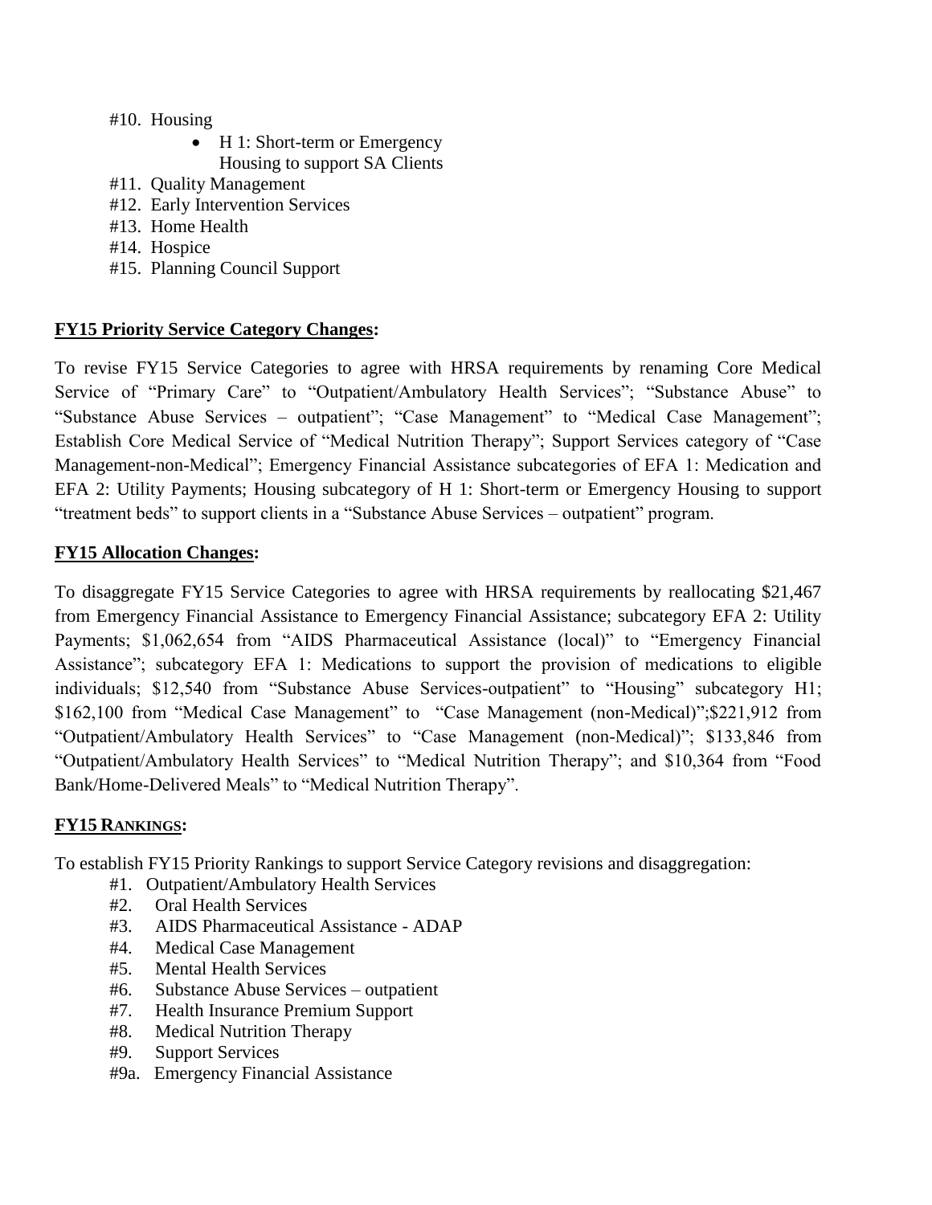#10. Housing
  - H 1: Short-term or Emergency Housing to support SA Clients

#11. Quality Management
#12. Early Intervention Services
#13. Home Health
#14. Hospice
#15. Planning Council Support

**FY15 Priority Service Category Changes:**

To revise FY15 Service Categories to agree with HRSA requirements by renaming Core Medical Service of "Primary Care" to "Outpatient/Ambulatory Health Services"; "Substance Abuse" to "Substance Abuse Services – outpatient"; "Case Management" to "Medical Case Management"; Establish Core Medical Service of "Medical Nutrition Therapy"; Support Services category of "Case Management-non-Medical"; Emergency Financial Assistance subcategories of EFA 1: Medication and EFA 2: Utility Payments; Housing subcategory of H 1: Short-term or Emergency Housing to support "treatment beds" to support clients in a "Substance Abuse Services – outpatient" program.

**FY15 Allocation Changes:**

To disaggregate FY15 Service Categories to agree with HRSA requirements by reallocating $21,467 from Emergency Financial Assistance to Emergency Financial Assistance; subcategory EFA 2: Utility Payments; $1,062,654 from "AIDS Pharmaceutical Assistance (local)" to "Emergency Financial Assistance"; subcategory EFA 1: Medications to support the provision of medications to eligible individuals; $12,540 from "Substance Abuse Services-outpatient" to "Housing" subcategory H1; $162,100 from "Medical Case Management" to "Case Management (non-Medical)";$221,912 from "Outpatient/Ambulatory Health Services" to "Case Management (non-Medical)"; $133,846 from "Outpatient/Ambulatory Health Services" to "Medical Nutrition Therapy"; and $10,364 from "Food Bank/Home-Delivered Meals" to "Medical Nutrition Therapy".

**FY15 RANKINGS:**

To establish FY15 Priority Rankings to support Service Category revisions and disaggregation:

#1. Outpatient/Ambulatory Health Services
#2. Oral Health Services
#3. AIDS Pharmaceutical Assistance - ADAP
#4. Medical Case Management
#5. Mental Health Services
#6. Substance Abuse Services – outpatient
#7. Health Insurance Premium Support
#8. Medical Nutrition Therapy
#9. Support Services
#9a. Emergency Financial Assistance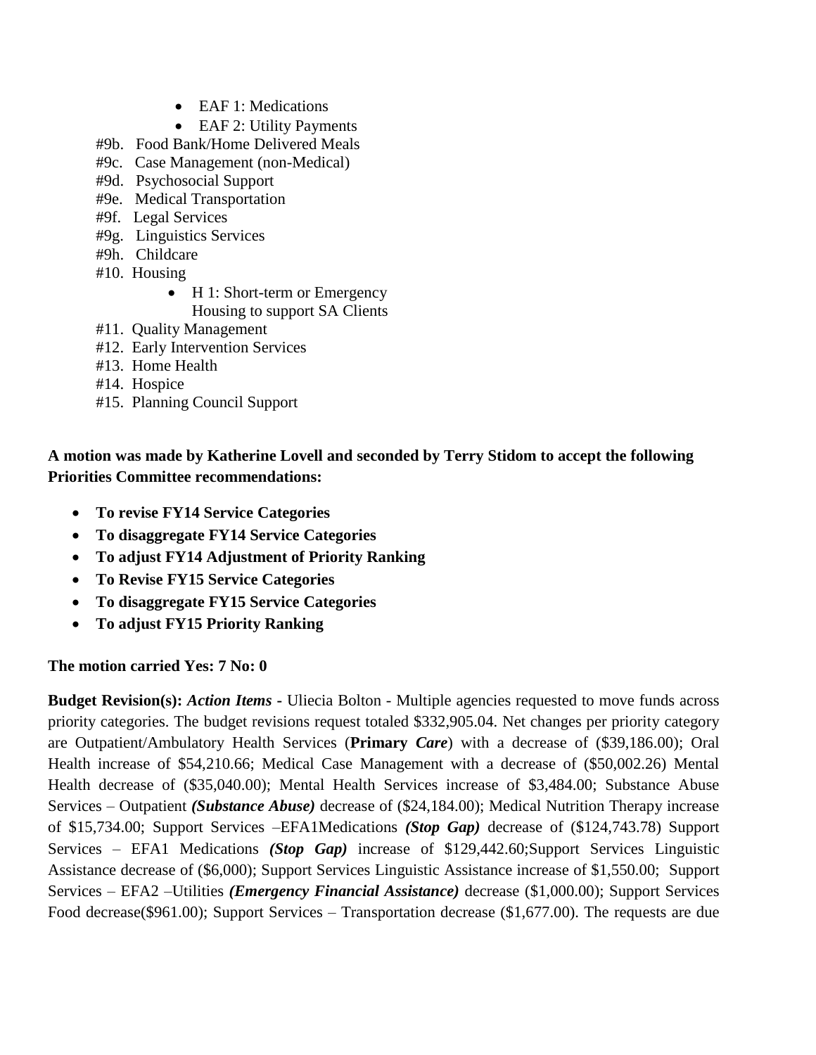- EAF 1: Medications
- EAF 2: Utility Payments

#9b. Food Bank/Home Delivered Meals
#9c. Case Management (non-Medical)
#9d. Psychosocial Support
#9e. Medical Transportation
#9f. Legal Services
#9g. Linguistics Services
#9h. Childcare
#10. Housing

- H 1: Short-term or Emergency Housing to support SA Clients

#11. Quality Management
#12. Early Intervention Services
#13. Home Health
#14. Hospice
#15. Planning Council Support

**A motion was made by Katherine Lovell and seconded by Terry Stidom to accept the following Priorities Committee recommendations:**

- **To revise FY14 Service Categories**
- **To disaggregate FY14 Service Categories**
- **To adjust FY14 Adjustment of Priority Ranking**
- **To Revise FY15 Service Categories**
- **To disaggregate FY15 Service Categories**
- **To adjust FY15 Priority Ranking**

**The motion carried Yes: 7 No: 0**

**Budget Revision(s):** ***Action Items*** **-** Uliecia Bolton - Multiple agencies requested to move funds across priority categories. The budget revisions request totaled $332,905.04. Net changes per priority category are Outpatient/Ambulatory Health Services (**Primary** ***Care***) with a decrease of ($39,186.00); Oral Health increase of $54,210.66; Medical Case Management with a decrease of ($50,002.26) Mental Health decrease of ($35,040.00); Mental Health Services increase of $3,484.00; Substance Abuse Services – Outpatient ***(Substance Abuse)*** decrease of ($24,184.00); Medical Nutrition Therapy increase of $15,734.00; Support Services –EFA1Medications ***(Stop Gap)*** decrease of ($124,743.78) Support Services – EFA1 Medications ***(Stop Gap)*** increase of $129,442.60;Support Services Linguistic Assistance decrease of ($6,000); Support Services Linguistic Assistance increase of $1,550.00; Support Services – EFA2 –Utilities ***(Emergency Financial Assistance)*** decrease ($1,000.00); Support Services Food decrease($961.00); Support Services – Transportation decrease ($1,677.00). The requests are due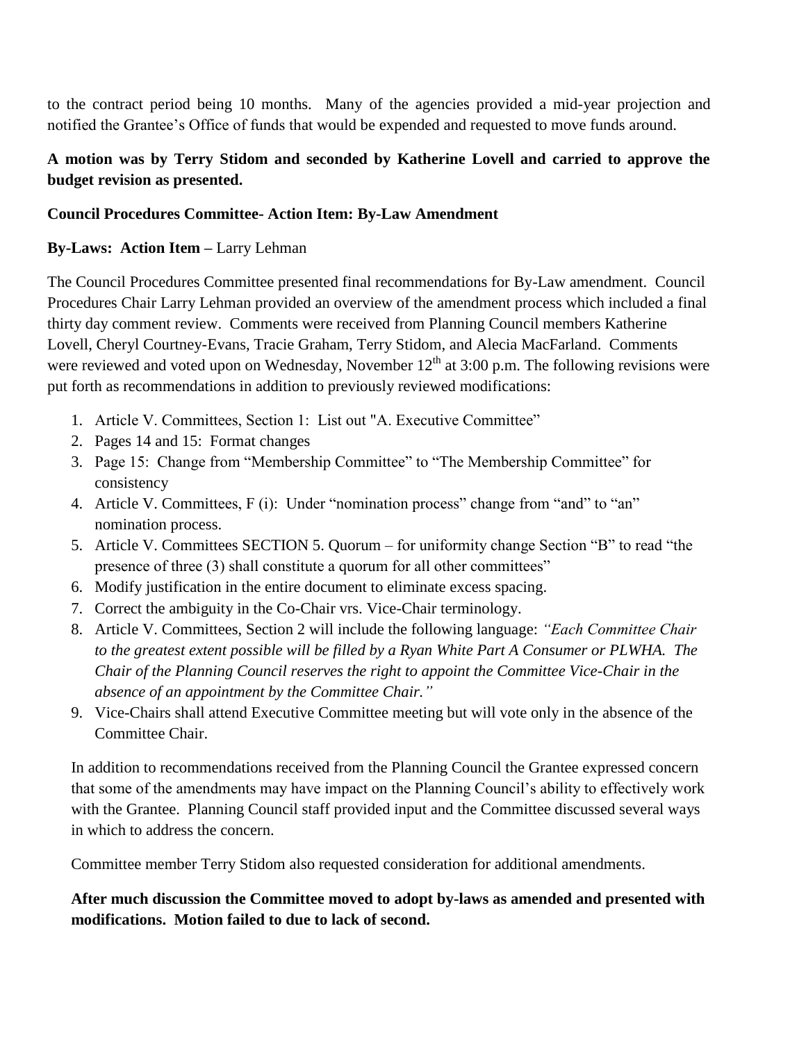to the contract period being 10 months. Many of the agencies provided a mid-year projection and notified the Grantee's Office of funds that would be expended and requested to move funds around.

**A motion was by Terry Stidom and seconded by Katherine Lovell and carried to approve the budget revision as presented.**

**Council Procedures Committee- Action Item: By-Law Amendment**

**By-Laws: Action Item –** Larry Lehman

The Council Procedures Committee presented final recommendations for By-Law amendment. Council Procedures Chair Larry Lehman provided an overview of the amendment process which included a final thirty day comment review. Comments were received from Planning Council members Katherine Lovell, Cheryl Courtney-Evans, Tracie Graham, Terry Stidom, and Alecia MacFarland. Comments were reviewed and voted upon on Wednesday, November 12th at 3:00 p.m. The following revisions were put forth as recommendations in addition to previously reviewed modifications:

1. Article V. Committees, Section 1: List out "A. Executive Committee"
2. Pages 14 and 15: Format changes
3. Page 15: Change from "Membership Committee" to "The Membership Committee" for consistency
4. Article V. Committees, F (i): Under "nomination process" change from "and" to "an" nomination process.
5. Article V. Committees SECTION 5. Quorum – for uniformity change Section "B" to read "the presence of three (3) shall constitute a quorum for all other committees"
6. Modify justification in the entire document to eliminate excess spacing.
7. Correct the ambiguity in the Co-Chair vrs. Vice-Chair terminology.
8. Article V. Committees, Section 2 will include the following language: *"Each Committee Chair to the greatest extent possible will be filled by a Ryan White Part A Consumer or PLWHA. The Chair of the Planning Council reserves the right to appoint the Committee Vice-Chair in the absence of an appointment by the Committee Chair."*
9. Vice-Chairs shall attend Executive Committee meeting but will vote only in the absence of the Committee Chair.

In addition to recommendations received from the Planning Council the Grantee expressed concern that some of the amendments may have impact on the Planning Council's ability to effectively work with the Grantee. Planning Council staff provided input and the Committee discussed several ways in which to address the concern.

Committee member Terry Stidom also requested consideration for additional amendments.

**After much discussion the Committee moved to adopt by-laws as amended and presented with modifications. Motion failed to due to lack of second.**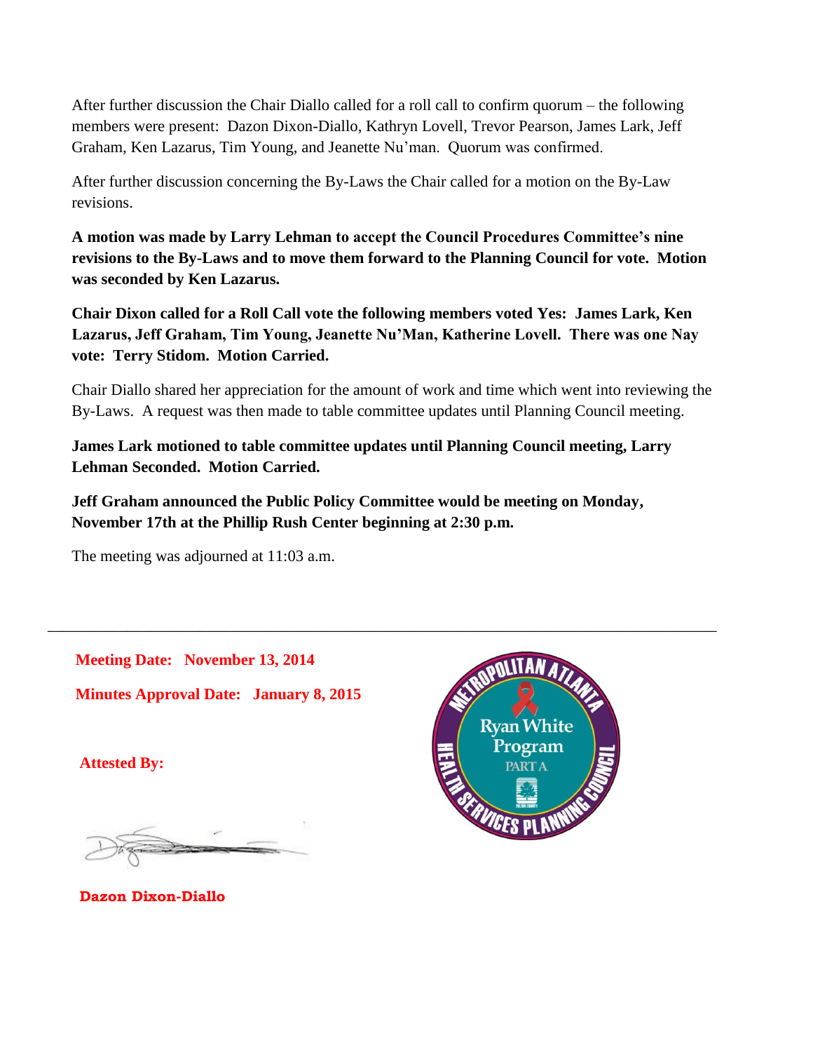After further discussion the Chair Diallo called for a roll call to confirm quorum – the following members were present: Dazon Dixon-Diallo, Kathryn Lovell, Trevor Pearson, James Lark, Jeff Graham, Ken Lazarus, Tim Young, and Jeanette Nu'man. Quorum was confirmed.

After further discussion concerning the By-Laws the Chair called for a motion on the By-Law revisions.

**A motion was made by Larry Lehman to accept the Council Procedures Committee's nine revisions to the By-Laws and to move them forward to the Planning Council for vote. Motion was seconded by Ken Lazarus.**

**Chair Dixon called for a Roll Call vote the following members voted Yes: James Lark, Ken Lazarus, Jeff Graham, Tim Young, Jeanette Nu'Man, Katherine Lovell. There was one Nay vote: Terry Stidom. Motion Carried.**

Chair Diallo shared her appreciation for the amount of work and time which went into reviewing the By-Laws. A request was then made to table committee updates until Planning Council meeting.

**James Lark motioned to table committee updates until Planning Council meeting, Larry Lehman Seconded. Motion Carried.**

**Jeff Graham announced the Public Policy Committee would be meeting on Monday, November 17th at the Phillip Rush Center beginning at 2:30 p.m.**

The meeting was adjourned at 11:03 a.m.

---

**Meeting Date: November 13, 2014**

**Minutes Approval Date: January 8, 2015**

**Attested By:**

**Dazon Dixon-Diallo**

METROPOLITAN ATLANTA HEALTH SERVICES PLANNING COUNCIL

Ryan White Program PART A